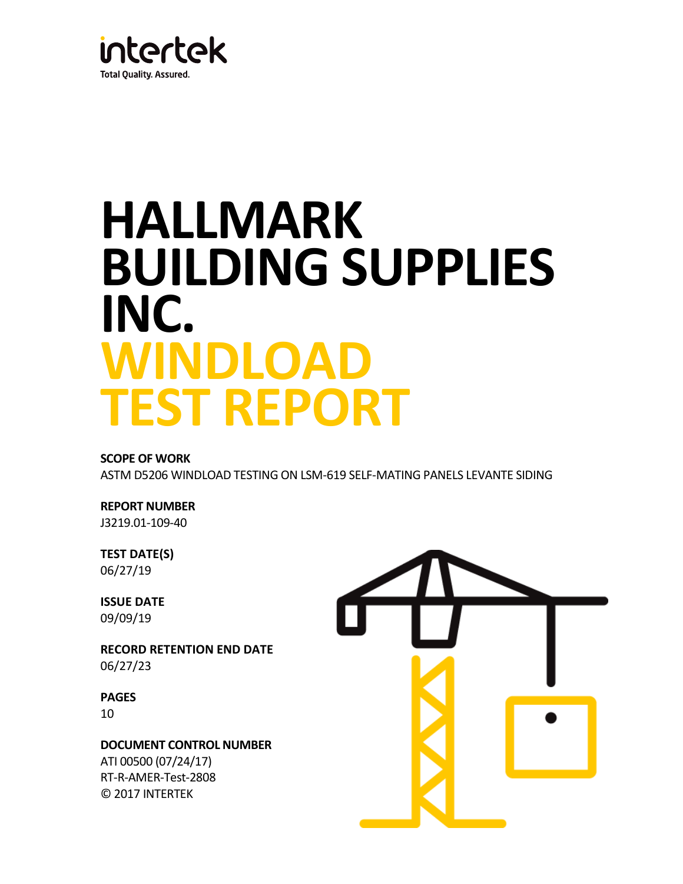intertek

Total Quality. Assured.

# HALLMARK BUILDING SUPPLIES INC.

# WINDLOAD TEST REPORT

**SCOPE OF WORK**

ASTM D5206 WINDLOAD TESTING ON LSM-619 SELF-MATING PANELS LEVANTE SIDING

**REPORT NUMBER**

J3219.01-109-40

**TEST DATE(S)**

06/27/19

**ISSUE DATE**

09/09/19

**RECORD RETENTION END DATE**

06/27/23

**PAGES**

10

**DOCUMENT CONTROL NUMBER**

ATI 00500 (07/24/17)

RT-R-AMER-Test-2808

© 2017 INTERTEK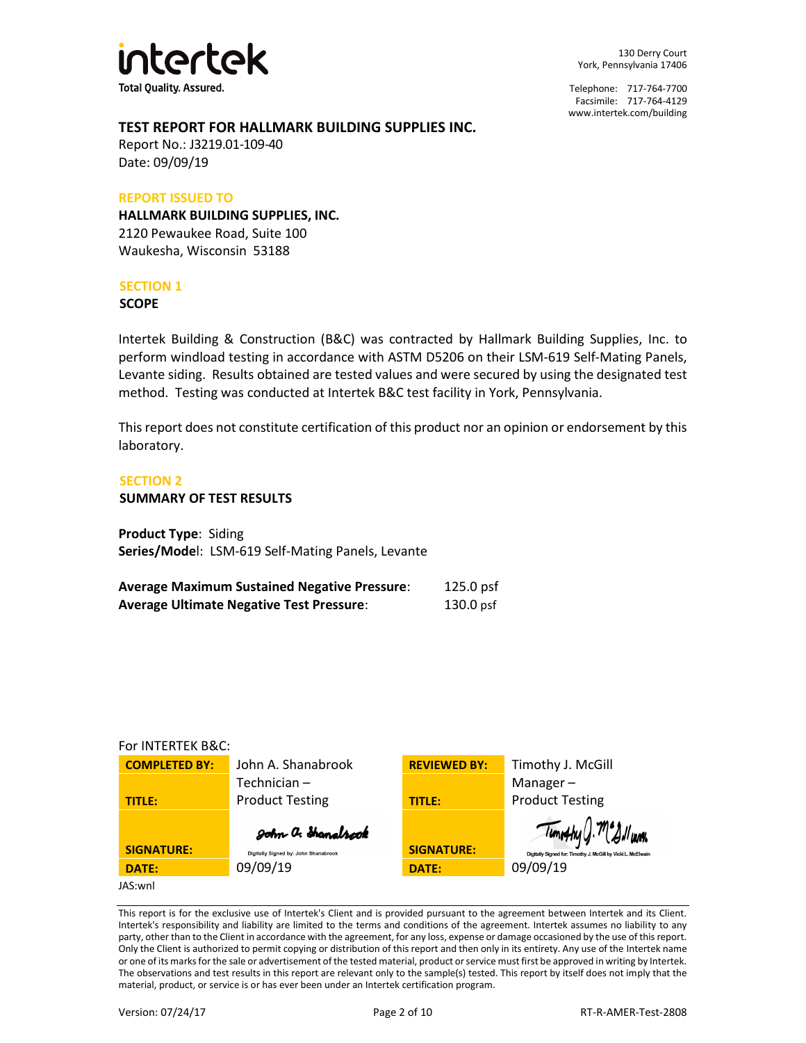intertek

Total Quality. Assured.

130 Derry Court
York, Pennsylvania 17406

Telephone: 717-764-7700
Facsimile: 717-764-4129
www.intertek.com/building

## TEST REPORT FOR HALLMARK BUILDING SUPPLIES INC.

Report No.: J3219.01-109-40
Date: 09/09/19

**REPORT ISSUED TO**

**HALLMARK BUILDING SUPPLIES, INC.**
2120 Pewaukee Road, Suite 100
Waukesha, Wisconsin 53188

## SECTION 1

### SCOPE

Intertek Building & Construction (B&C) was contracted by Hallmark Building Supplies, Inc. to perform windload testing in accordance with ASTM D5206 on their LSM-619 Self-Mating Panels, Levante siding. Results obtained are tested values and were secured by using the designated test method. Testing was conducted at Intertek B&C test facility in York, Pennsylvania.

This report does not constitute certification of this product nor an opinion or endorsement by this laboratory.

## SECTION 2

### SUMMARY OF TEST RESULTS

**Product Type**: Siding
**Series/Model**: LSM-619 Self-Mating Panels, Levante

| | |
|---|---|
| **Average Maximum Sustained Negative Pressure**: | 125.0 psf |
| **Average Ultimate Negative Test Pressure**: | 130.0 psf |

For INTERTEK B&C:

| | | | |
|---|---|---|---|
| **COMPLETED BY:** | John A. Shanabrook | **REVIEWED BY:** | Timothy J. McGill |
| **TITLE:** | Technician – Product Testing | **TITLE:** | Manager – Product Testing |
| **SIGNATURE:** | *John A. Shanabrook* Digitally Signed by: John Shanabrook | **SIGNATURE:** | *Timothy J. McGill* Digitally Signed for: Timothy J. McGill by Vicki L. McElwain |
| **DATE:** | 09/09/19 | **DATE:** | 09/09/19 |

JAS:wnl

This report is for the exclusive use of Intertek's Client and is provided pursuant to the agreement between Intertek and its Client. Intertek's responsibility and liability are limited to the terms and conditions of the agreement. Intertek assumes no liability to any party, other than to the Client in accordance with the agreement, for any loss, expense or damage occasioned by the use of this report. Only the Client is authorized to permit copying or distribution of this report and then only in its entirety. Any use of the Intertek name or one of its marks for the sale or advertisement of the tested material, product or service must first be approved in writing by Intertek. The observations and test results in this report are relevant only to the sample(s) tested. This report by itself does not imply that the material, product, or service is or has ever been under an Intertek certification program.

Version: 07/24/17 RT-R-AMER-Test-2808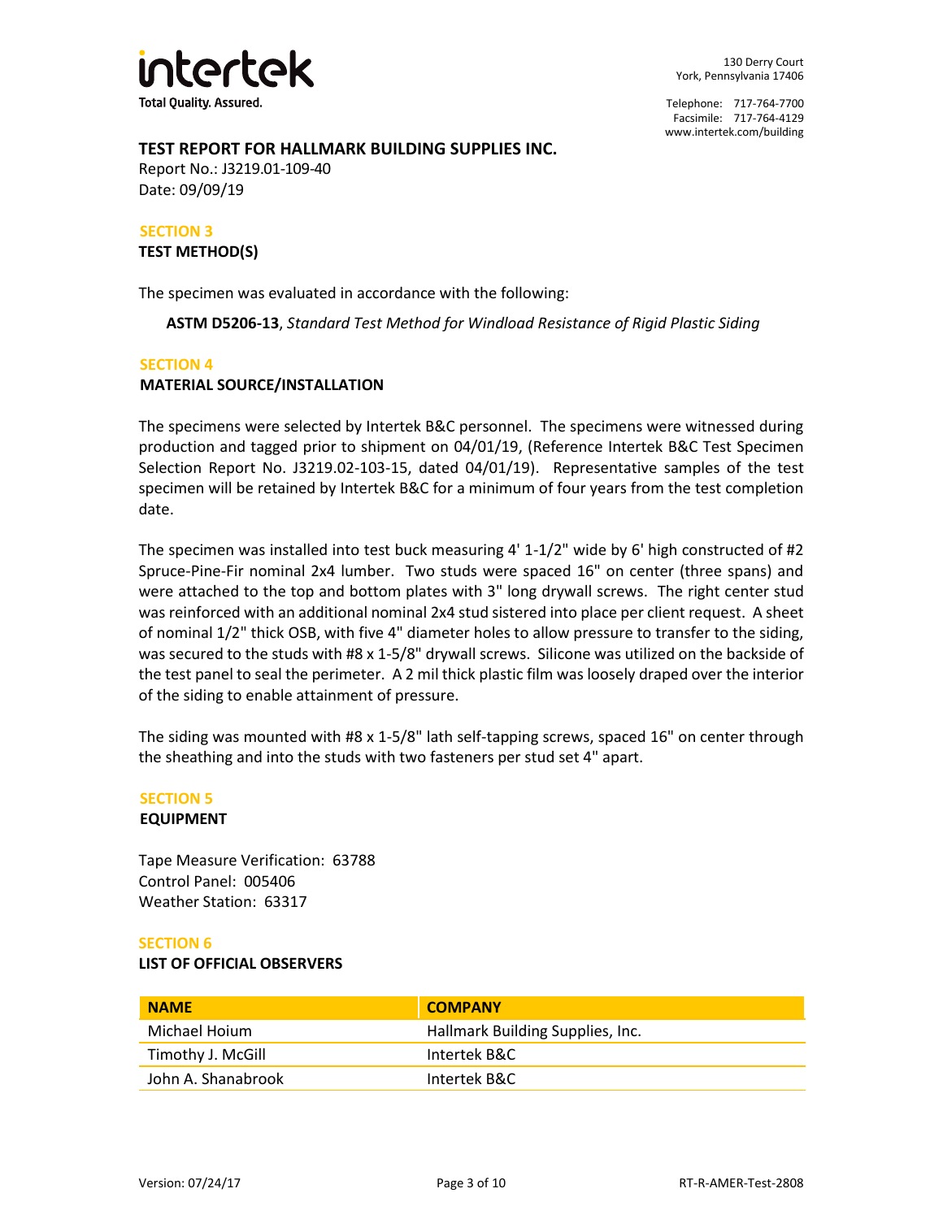## TEST REPORT FOR HALLMARK BUILDING SUPPLIES INC.

Report No.: J3219.01-109-40
Date: 09/09/19

### SECTION 3

**TEST METHOD(S)**

The specimen was evaluated in accordance with the following:

**ASTM D5206-13**, *Standard Test Method for Windload Resistance of Rigid Plastic Siding*

### SECTION 4

**MATERIAL SOURCE/INSTALLATION**

The specimens were selected by Intertek B&C personnel. The specimens were witnessed during production and tagged prior to shipment on 04/01/19, (Reference Intertek B&C Test Specimen Selection Report No. J3219.02-103-15, dated 04/01/19). Representative samples of the test specimen will be retained by Intertek B&C for a minimum of four years from the test completion date.

The specimen was installed into test buck measuring 4' 1-1/2" wide by 6' high constructed of #2 Spruce-Pine-Fir nominal 2x4 lumber. Two studs were spaced 16" on center (three spans) and were attached to the top and bottom plates with 3" long drywall screws. The right center stud was reinforced with an additional nominal 2x4 stud sistered into place per client request. A sheet of nominal 1/2" thick OSB, with five 4" diameter holes to allow pressure to transfer to the siding, was secured to the studs with #8 x 1-5/8" drywall screws. Silicone was utilized on the backside of the test panel to seal the perimeter. A 2 mil thick plastic film was loosely draped over the interior of the siding to enable attainment of pressure.

The siding was mounted with #8 x 1-5/8" lath self-tapping screws, spaced 16" on center through the sheathing and into the studs with two fasteners per stud set 4" apart.

### SECTION 5

**EQUIPMENT**

Tape Measure Verification: 63788
Control Panel: 005406
Weather Station: 63317

### SECTION 6

**LIST OF OFFICIAL OBSERVERS**

| NAME | COMPANY |
|---|---|
| Michael Hoium | Hallmark Building Supplies, Inc. |
| Timothy J. McGill | Intertek B&C |
| John A. Shanabrook | Intertek B&C |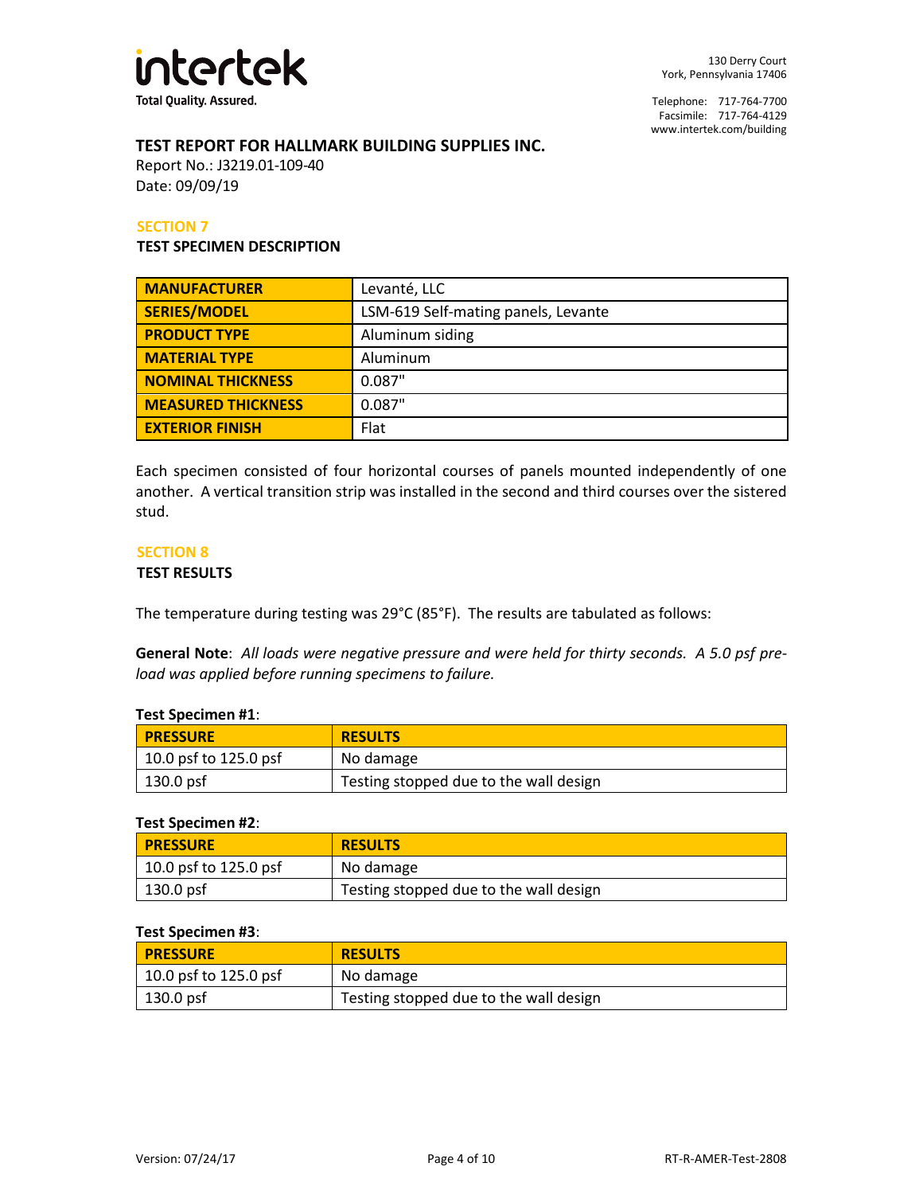## TEST REPORT FOR HALLMARK BUILDING SUPPLIES INC.

Report No.: J3219.01-109-40
Date: 09/09/19

### SECTION 7

**TEST SPECIMEN DESCRIPTION**

| MANUFACTURER | Levanté, LLC |
|---|---|
| SERIES/MODEL | LSM-619 Self-mating panels, Levante |
| PRODUCT TYPE | Aluminum siding |
| MATERIAL TYPE | Aluminum |
| NOMINAL THICKNESS | 0.087" |
| MEASURED THICKNESS | 0.087" |
| EXTERIOR FINISH | Flat |

Each specimen consisted of four horizontal courses of panels mounted independently of one another. A vertical transition strip was installed in the second and third courses over the sistered stud.

### SECTION 8

**TEST RESULTS**

The temperature during testing was 29°C (85°F). The results are tabulated as follows:

**General Note**: *All loads were negative pressure and were held for thirty seconds. A 5.0 psf pre-load was applied before running specimens to failure.*

**Test Specimen #1**:

| PRESSURE | RESULTS |
|---|---|
| 10.0 psf to 125.0 psf | No damage |
| 130.0 psf | Testing stopped due to the wall design |

**Test Specimen #2**:

| PRESSURE | RESULTS |
|---|---|
| 10.0 psf to 125.0 psf | No damage |
| 130.0 psf | Testing stopped due to the wall design |

**Test Specimen #3**:

| PRESSURE | RESULTS |
|---|---|
| 10.0 psf to 125.0 psf | No damage |
| 130.0 psf | Testing stopped due to the wall design |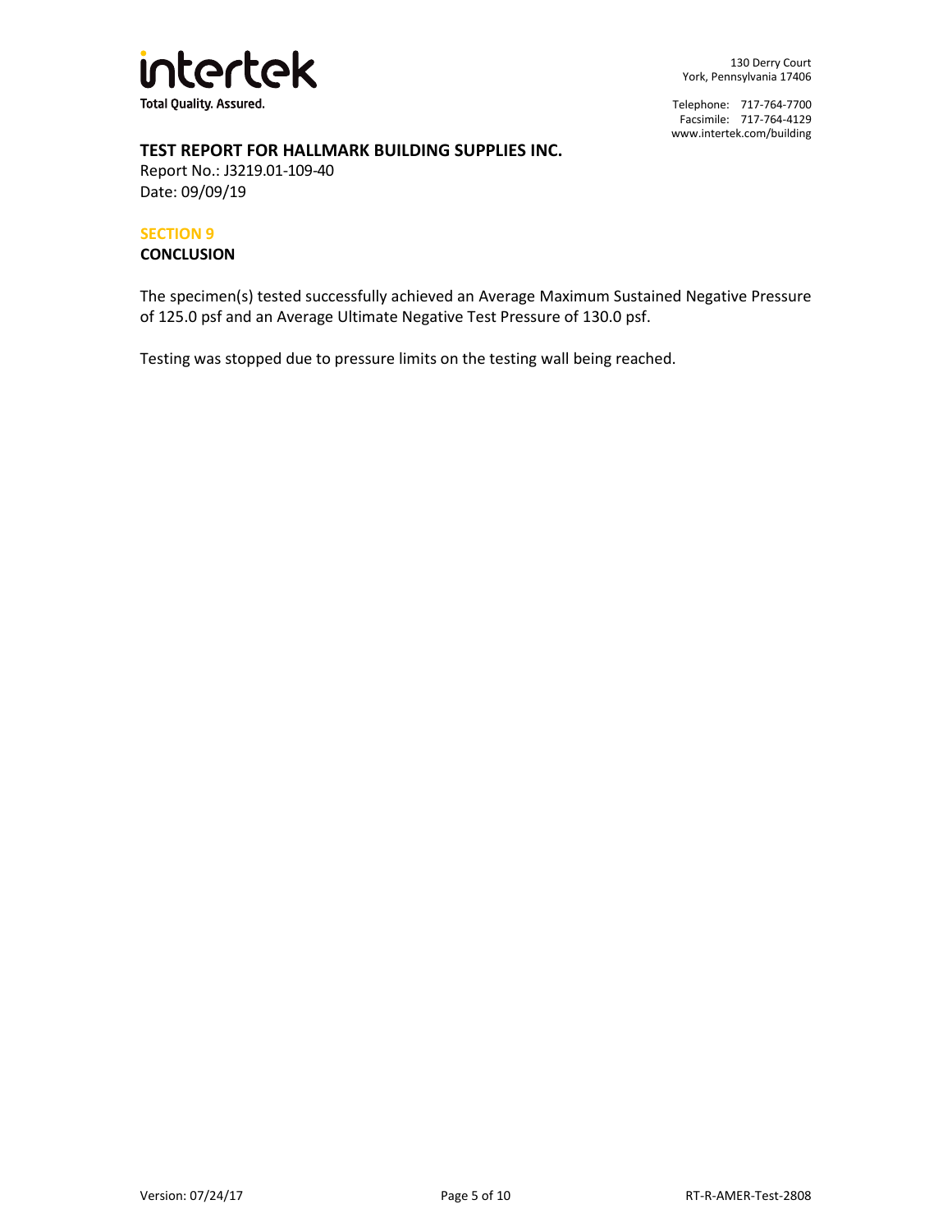**intertek**
Total Quality. Assured.

130 Derry Court
York, Pennsylvania 17406

Telephone: 717-764-7700
Facsimile: 717-764-4129
www.intertek.com/building

**TEST REPORT FOR HALLMARK BUILDING SUPPLIES INC.**
Report No.: J3219.01-109-40
Date: 09/09/19

## SECTION 9
## CONCLUSION

The specimen(s) tested successfully achieved an Average Maximum Sustained Negative Pressure of 125.0 psf and an Average Ultimate Negative Test Pressure of 130.0 psf.

Testing was stopped due to pressure limits on the testing wall being reached.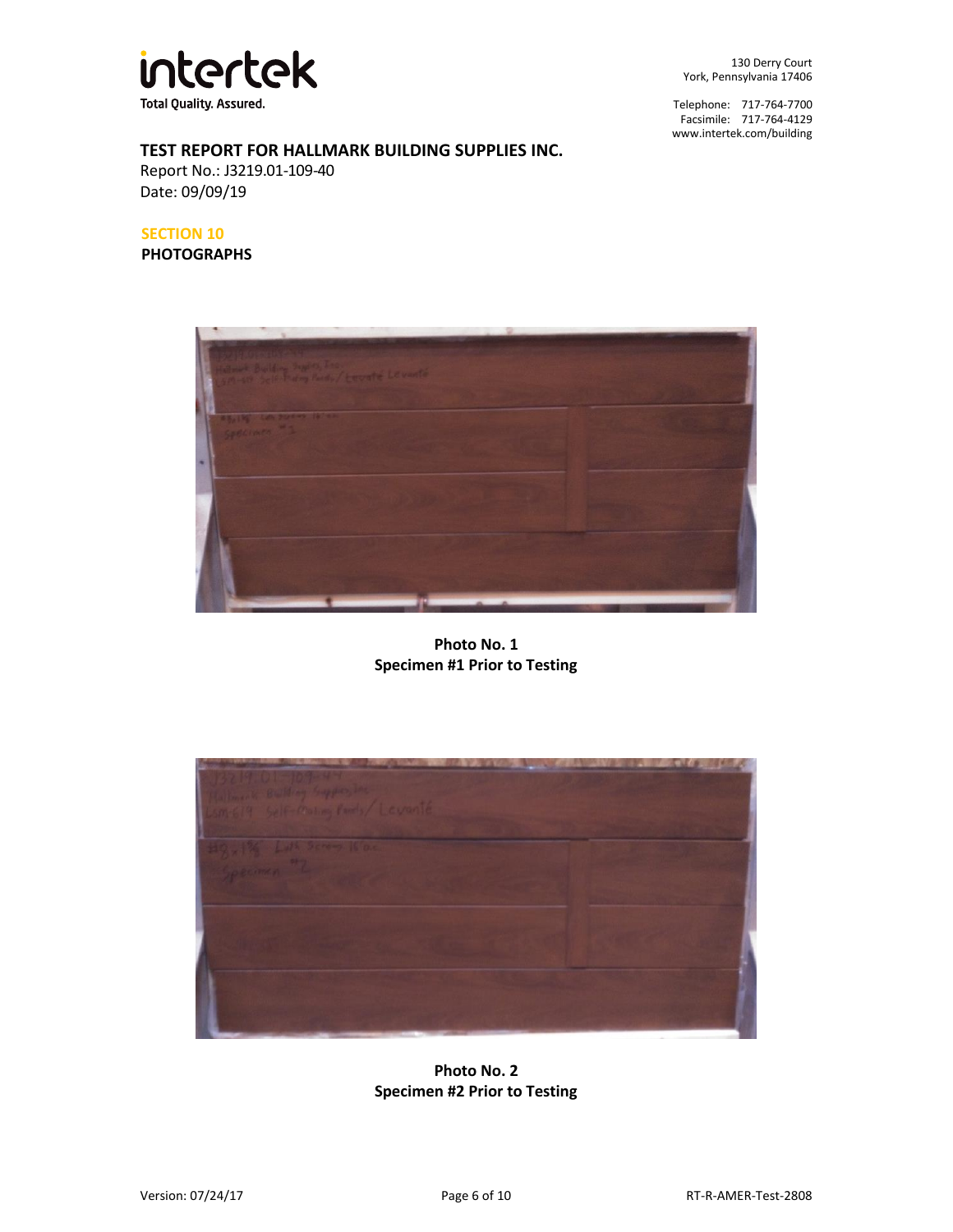**TEST REPORT FOR HALLMARK BUILDING SUPPLIES INC.**
Report No.: J3219.01-109-40
Date: 09/09/19

## SECTION 10
**PHOTOGRAPHS**

**Photo No. 1**
**Specimen #1 Prior to Testing**

**Photo No. 2**
**Specimen #2 Prior to Testing**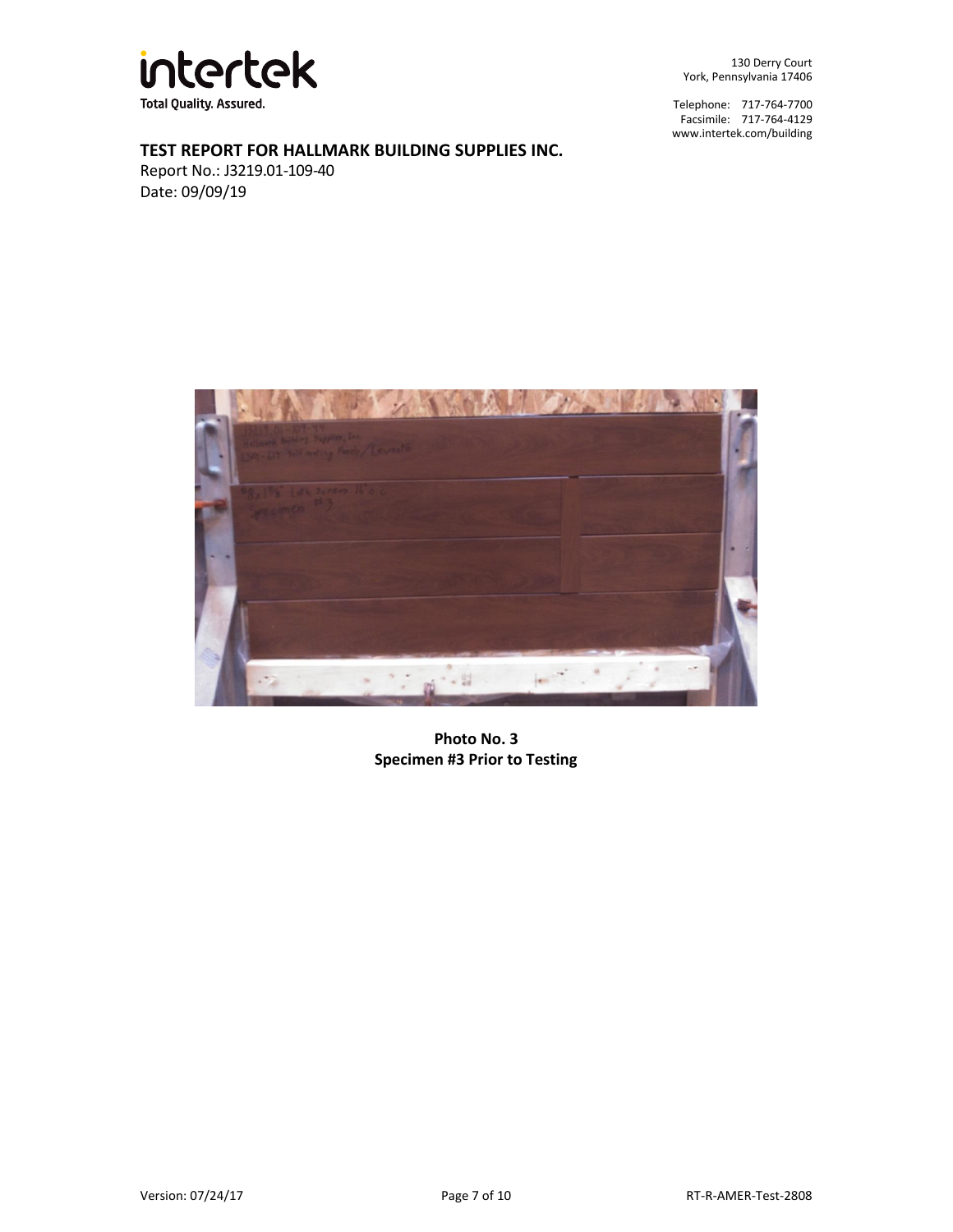**TEST REPORT FOR HALLMARK BUILDING SUPPLIES INC.**

Report No.: J3219.01-109-40

Date: 09/09/19

**Photo No. 3**
**Specimen #3 Prior to Testing**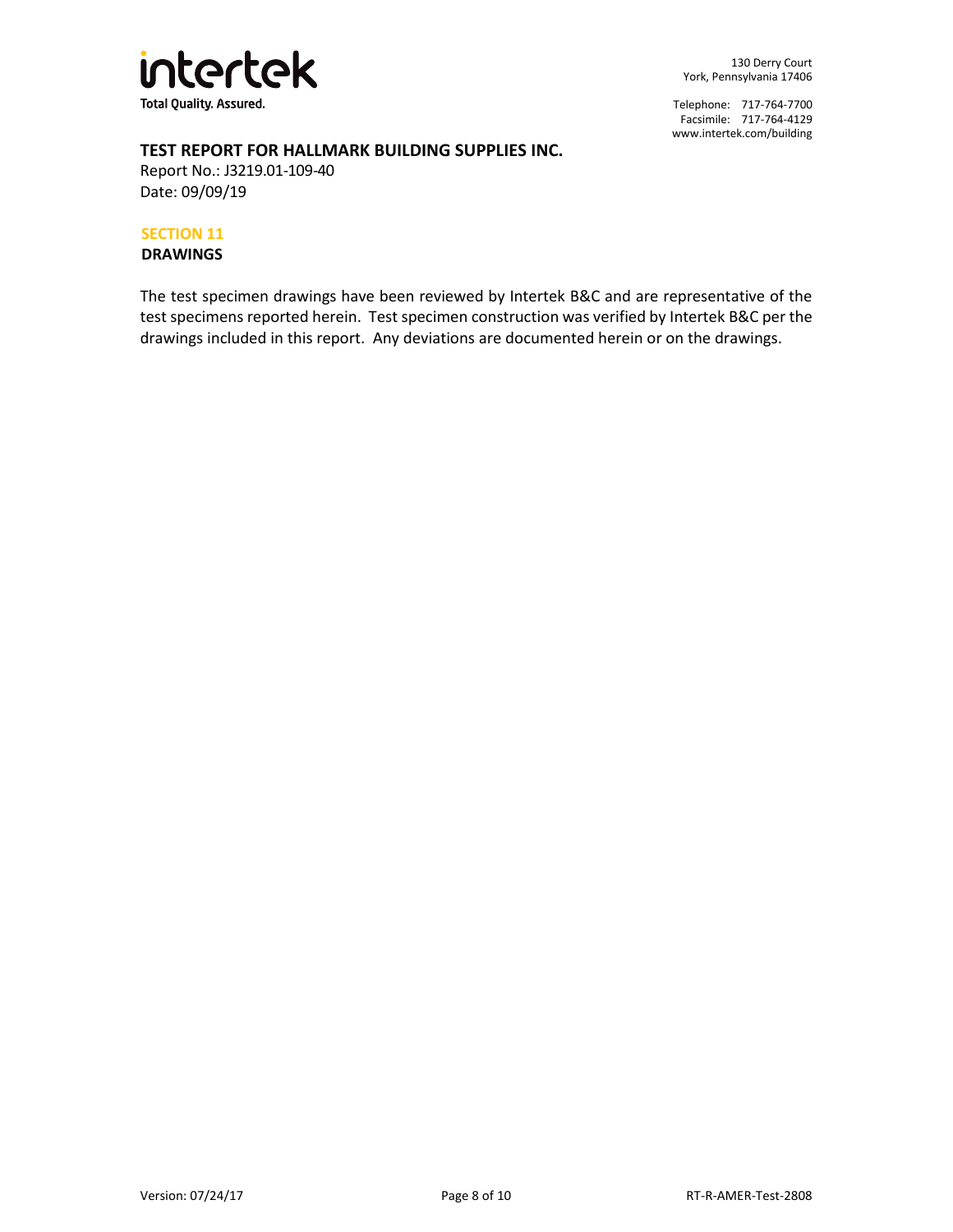**TEST REPORT FOR HALLMARK BUILDING SUPPLIES INC.**
Report No.: J3219.01-109-40
Date: 09/09/19

## SECTION 11
### DRAWINGS

The test specimen drawings have been reviewed by Intertek B&C and are representative of the test specimens reported herein. Test specimen construction was verified by Intertek B&C per the drawings included in this report. Any deviations are documented herein or on the drawings.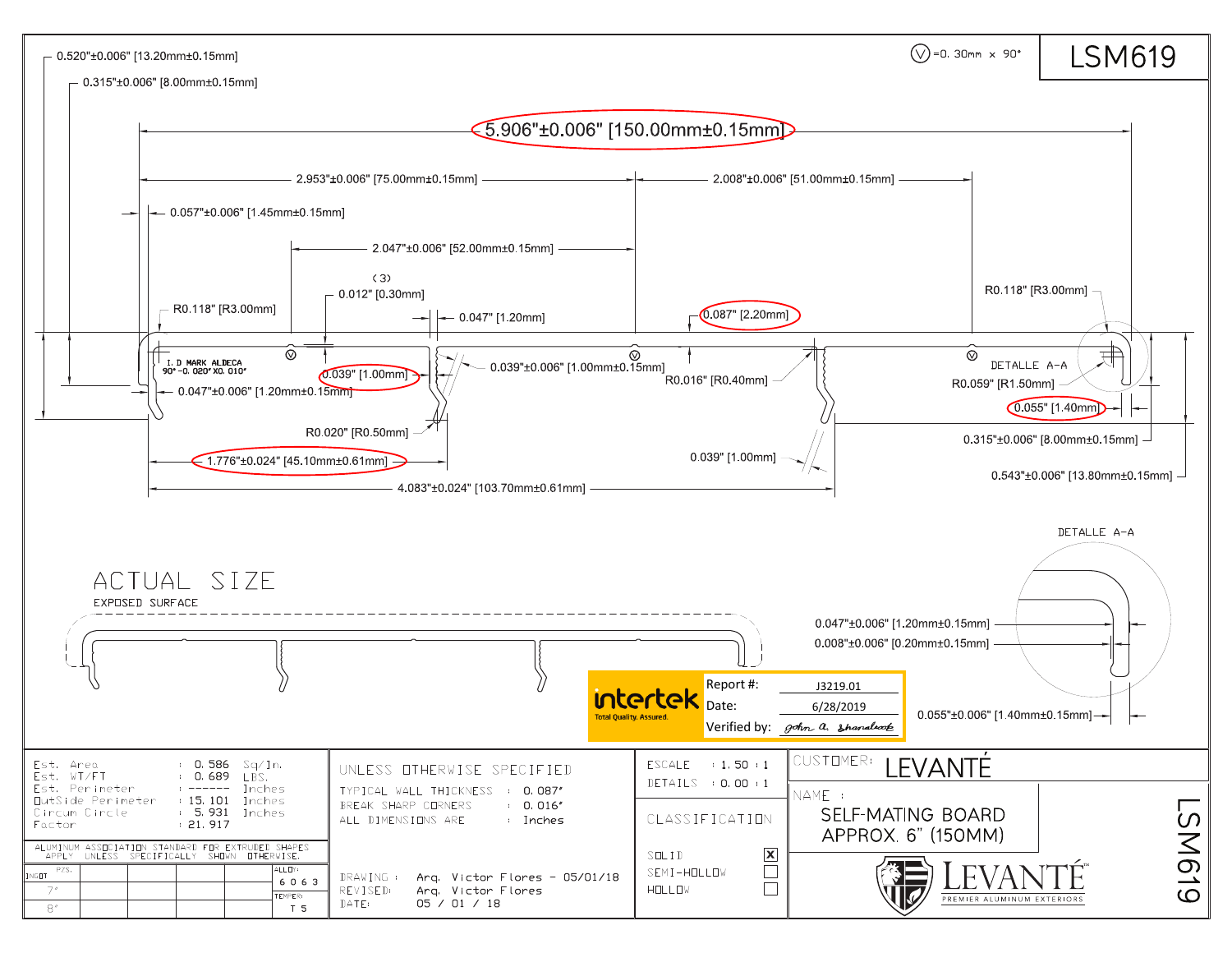# LSM619

Ⓥ=0.30mm x 90°

0.520"±0.006" [13.20mm±0.15mm]

0.315"±0.006" [8.00mm±0.15mm]

5.906"±0.006" [150.00mm±0.15mm]

2.953"±0.006" [75.00mm±0.15mm]

2.008"±0.006" [51.00mm±0.15mm]

0.057"±0.006" [1.45mm±0.15mm]

2.047"±0.006" [52.00mm±0.15mm]

(3)
0.012" [0.30mm]

0.047" [1.20mm]

R0.118" [R3.00mm]

0.087" [2.20mm]

R0.118" [R3.00mm]

I.D MARK ALDECA
90° -0.020" X0.010"

0.039" [1.00mm]

0.039"±0.006" [1.00mm±0.15mm]

R0.016" [R0.40mm]

DETALLE A-A

R0.059" [R1.50mm]

0.047"±0.006" [1.20mm±0.15mm]

0.055" [1.40mm]

R0.020" [R0.50mm]

0.315"±0.006" [8.00mm±0.15mm]

0.039" [1.00mm]

1.776"±0.024" [45.10mm±0.61mm]

0.543"±0.006" [13.80mm±0.15mm]

4.083"±0.024" [103.70mm±0.61mm]

DETALLE A-A

ACTUAL SIZE

EXPOSED SURFACE

0.047"±0.006" [1.20mm±0.15mm]

0.008"±0.006" [0.20mm±0.15mm]

0.055"±0.006" [1.40mm±0.15mm]

intertek Total Quality. Assured.

| | |
|---|---|
| Report #: | J3219.01 |
| Date: | 6/28/2019 |
| Verified by: | John A. Shanahan |

| | | | |
|---|---|---|---|
| Est. Area | : | 0.586 | Sq/In. |
| Est. WT/FT | : | 0.689 | LBS. |
| Est. Perimeter | : | ------ | Inches |
| OutSide Perimeter | : | 15.101 | Inches |
| Circum Circle | : | 5.931 | Inches |
| Factor | : | 21.917 | |

ALUMINUM ASSOCIATION STANDARD FOR EXTRUDED SHAPES APPLY UNLESS SPECIFICALLY SHOWN OTHERWISE.

| INGOT | PZS. | | | | ALLOY: 6063 |
|---|---|---|---|---|---|
| 7" | | | | | TEMPER: |
| 8" | | | | | T5 |

UNLESS OTHERWISE SPECIFIED

| | | |
|---|---|---|
| TYPICAL WALL THICKNESS | : | 0.087" |
| BREAK SHARP CORNERS | : | 0.016" |
| ALL DIMENSIONS ARE | : | Inches |

DRAWING : Arq. Victor Flores - 05/01/18
REVISED: Arq. Victor Flores
DATE: 05 / 01 / 18

ESCALE : 1.50 : 1
DETAILS : 0.00 : 1

CLASSIFICATION

| | |
|---|---|
| SOLID | ☒ |
| SEMI-HOLLOW | ☐ |
| HOLLOW | ☐ |

CUSTOMER: LEVANTÉ

NAME : SELF-MATING BOARD APPROX. 6" (150MM)

LEVANTÉ™ PREMIER ALUMINUM EXTERIORS

LSM619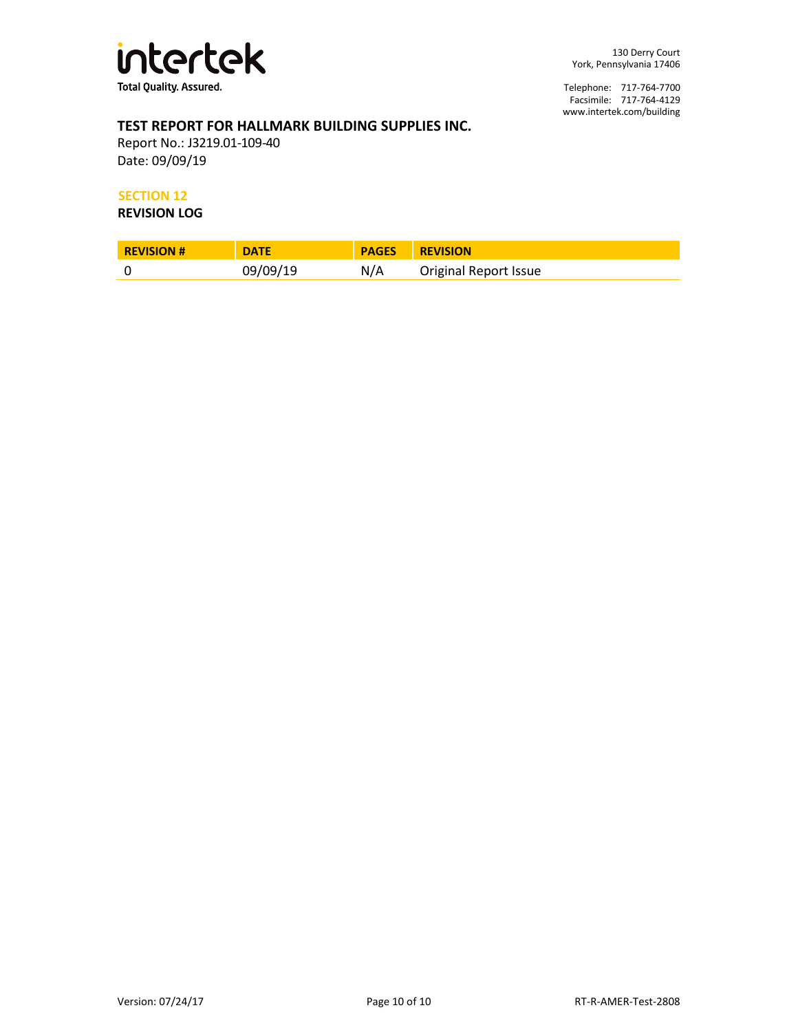# TEST REPORT FOR HALLMARK BUILDING SUPPLIES INC.

Report No.: J3219.01-109-40

Date: 09/09/19

## SECTION 12

## REVISION LOG

| REVISION # | DATE | PAGES | REVISION |
|---|---|---|---|
| 0 | 09/09/19 | N/A | Original Report Issue |